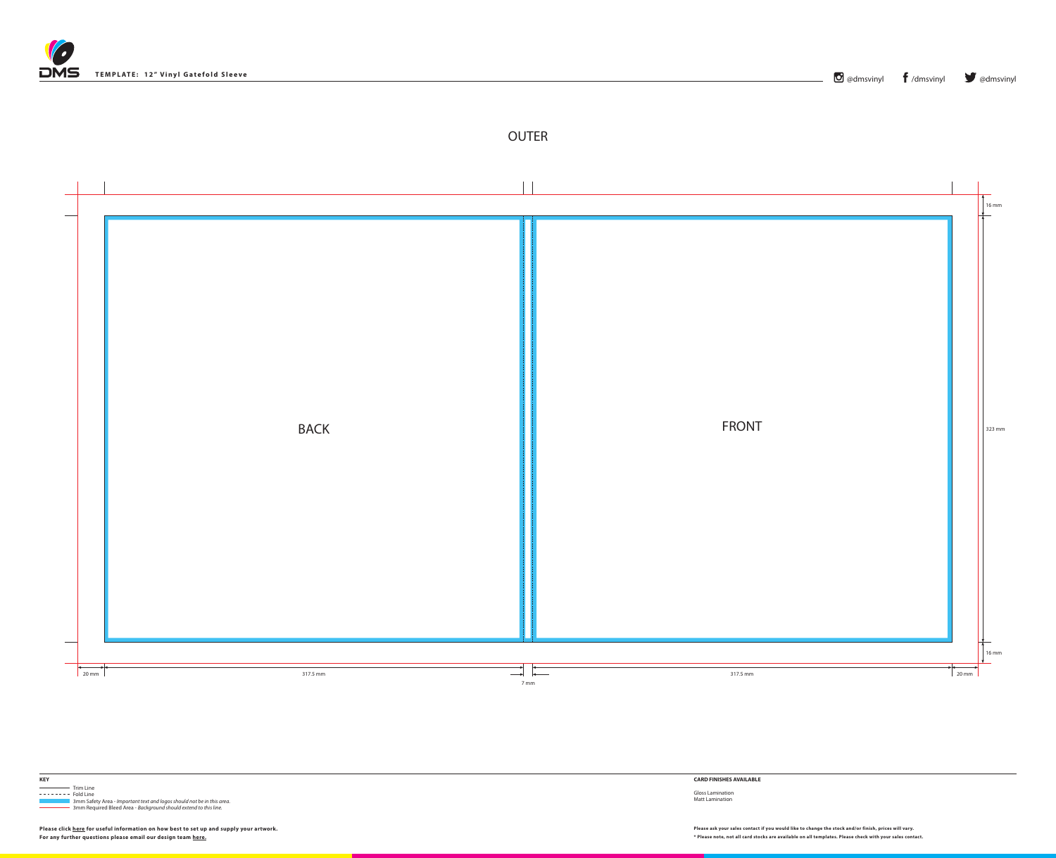**TEMPLATE: 12" Vinyl Gatefold Sleeve**

@dmsvinyl /dmsvinyl @dmsvinyl

# OUTER

BACK

FRONT

16 mm

323 mm

16 mm

20 mm 317.5 mm 7 mm 317.5 mm 20 mm

**KEY**

- Trim Line
- Fold Line
- 3mm Safety Area - *Important text and logos should not be in this area.*
- 3mm Required Bleed Area - *Background should extend to this line.*

**Please click here for useful information on how best to set up and supply your artwork.**
**For any further questions please email our design team here.**

**CARD FINISHES AVAILABLE**

Gloss Lamination
Matt Lamination

**Please ask your sales contact if you would like to change the stock and/or finish, prices will vary.**
**\* Please note, not all card stocks are available on all templates. Please check with your sales contact.**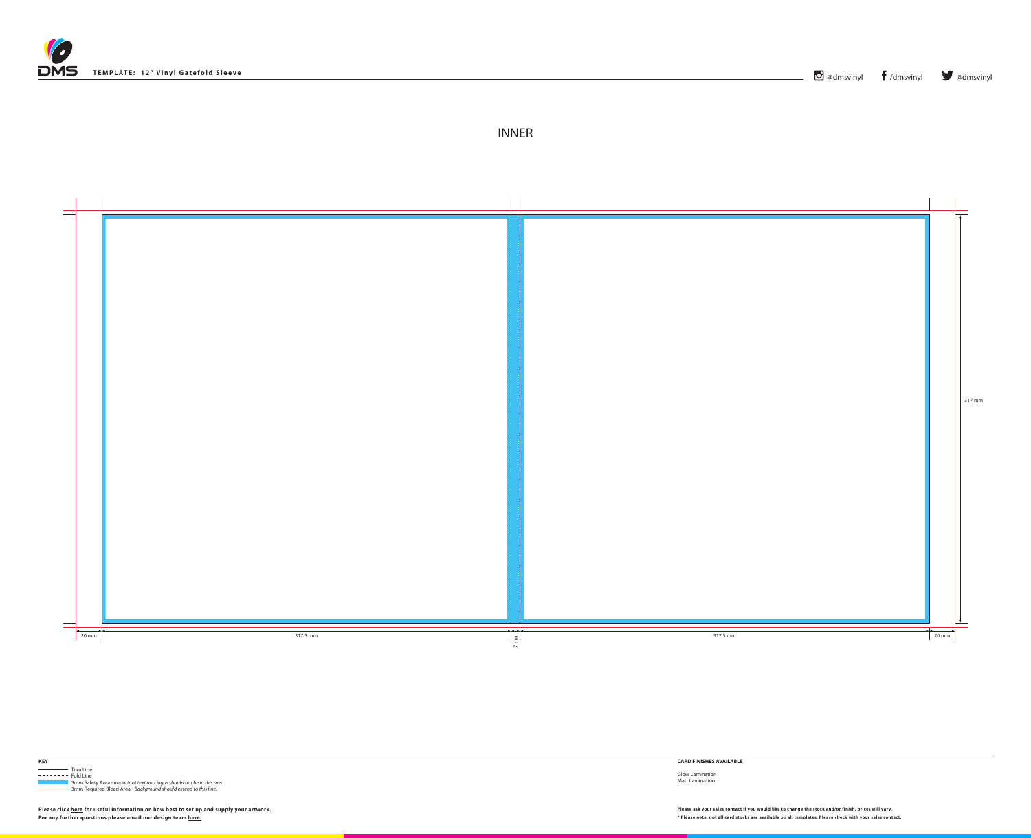TEMPLATE: 12" Vinyl Gatefold Sleeve

@dmsvinyl /dmsvinyl @dmsvinyl

# INNER

20 mm

317.5 mm

7 mm

317.5 mm

20 mm

317 mm

**KEY**

Trim Line

Fold Line

3mm Safety Area - *Important text and logos should not be in this area.*

3mm Required Bleed Area - *Background should extend to this line.*

**Please click here for useful information on how best to set up and supply your artwork.**

**For any further questions please email our design team here.**

**CARD FINISHES AVAILABLE**

Gloss Lamination

Matt Lamination

**Please ask your sales contact if you would like to change the stock and/or finish, prices will vary.**

**\* Please note, not all card stocks are available on all templates. Please check with your sales contact.**